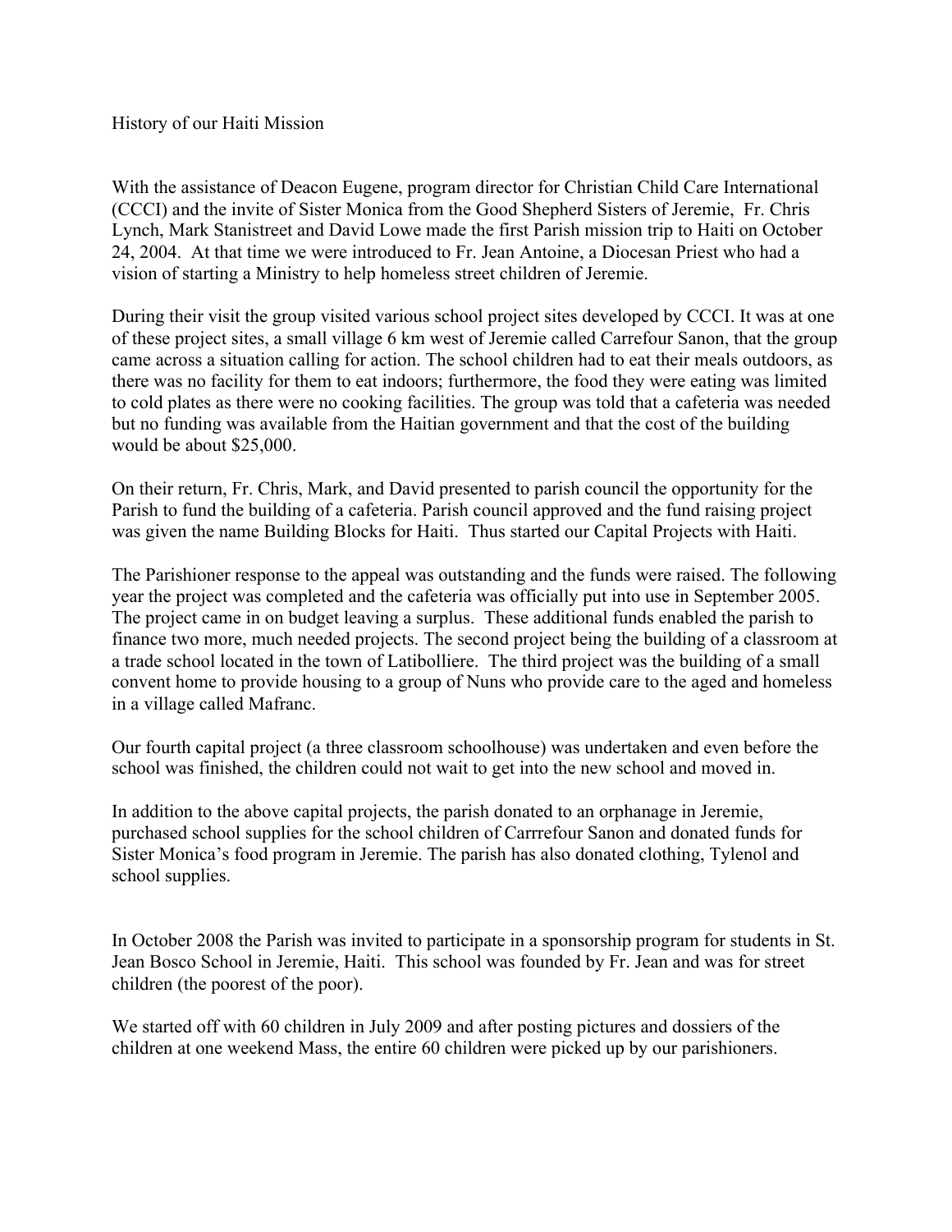# History of our Haiti Mission

With the assistance of Deacon Eugene, program director for Christian Child Care International (CCCI) and the invite of Sister Monica from the Good Shepherd Sisters of Jeremie, Fr. Chris Lynch, Mark Stanistreet and David Lowe made the first Parish mission trip to Haiti on October 24, 2004. At that time we were introduced to Fr. Jean Antoine, a Diocesan Priest who had a vision of starting a Ministry to help homeless street children of Jeremie.

During their visit the group visited various school project sites developed by CCCI. It was at one of these project sites, a small village 6 km west of Jeremie called Carrefour Sanon, that the group came across a situation calling for action. The school children had to eat their meals outdoors, as there was no facility for them to eat indoors; furthermore, the food they were eating was limited to cold plates as there were no cooking facilities. The group was told that a cafeteria was needed but no funding was available from the Haitian government and that the cost of the building would be about $25,000.

On their return, Fr. Chris, Mark, and David presented to parish council the opportunity for the Parish to fund the building of a cafeteria. Parish council approved and the fund raising project was given the name Building Blocks for Haiti. Thus started our Capital Projects with Haiti.

The Parishioner response to the appeal was outstanding and the funds were raised. The following year the project was completed and the cafeteria was officially put into use in September 2005. The project came in on budget leaving a surplus. These additional funds enabled the parish to finance two more, much needed projects. The second project being the building of a classroom at a trade school located in the town of Latibolliere. The third project was the building of a small convent home to provide housing to a group of Nuns who provide care to the aged and homeless in a village called Mafranc.

Our fourth capital project (a three classroom schoolhouse) was undertaken and even before the school was finished, the children could not wait to get into the new school and moved in.

In addition to the above capital projects, the parish donated to an orphanage in Jeremie, purchased school supplies for the school children of Carrrefour Sanon and donated funds for Sister Monica's food program in Jeremie. The parish has also donated clothing, Tylenol and school supplies.

In October 2008 the Parish was invited to participate in a sponsorship program for students in St. Jean Bosco School in Jeremie, Haiti. This school was founded by Fr. Jean and was for street children (the poorest of the poor).

We started off with 60 children in July 2009 and after posting pictures and dossiers of the children at one weekend Mass, the entire 60 children were picked up by our parishioners.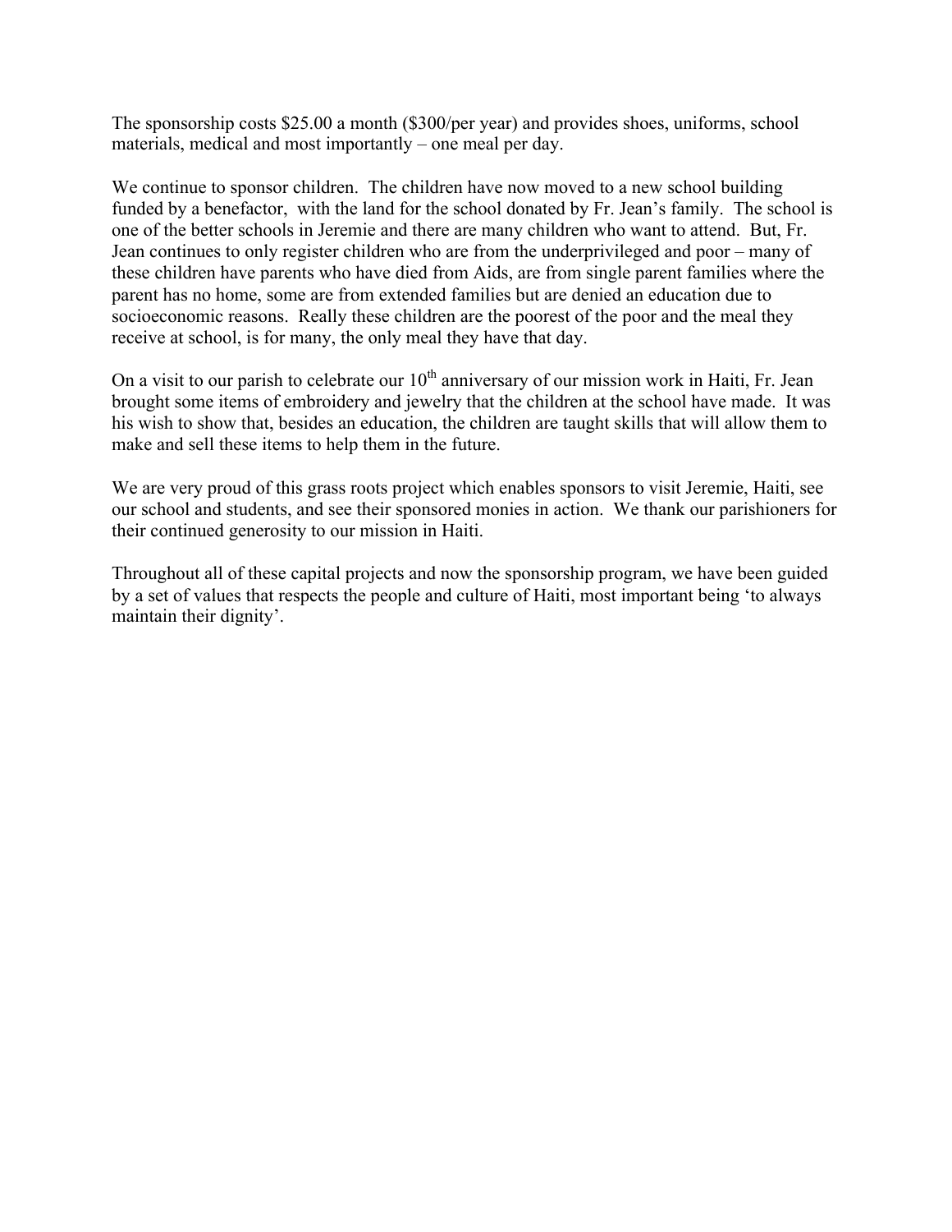The sponsorship costs $25.00 a month ($300/per year) and provides shoes, uniforms, school materials, medical and most importantly – one meal per day.

We continue to sponsor children. The children have now moved to a new school building funded by a benefactor, with the land for the school donated by Fr. Jean's family. The school is one of the better schools in Jeremie and there are many children who want to attend. But, Fr. Jean continues to only register children who are from the underprivileged and poor – many of these children have parents who have died from Aids, are from single parent families where the parent has no home, some are from extended families but are denied an education due to socioeconomic reasons. Really these children are the poorest of the poor and the meal they receive at school, is for many, the only meal they have that day.

On a visit to our parish to celebrate our 10th anniversary of our mission work in Haiti, Fr. Jean brought some items of embroidery and jewelry that the children at the school have made. It was his wish to show that, besides an education, the children are taught skills that will allow them to make and sell these items to help them in the future.

We are very proud of this grass roots project which enables sponsors to visit Jeremie, Haiti, see our school and students, and see their sponsored monies in action. We thank our parishioners for their continued generosity to our mission in Haiti.

Throughout all of these capital projects and now the sponsorship program, we have been guided by a set of values that respects the people and culture of Haiti, most important being 'to always maintain their dignity'.